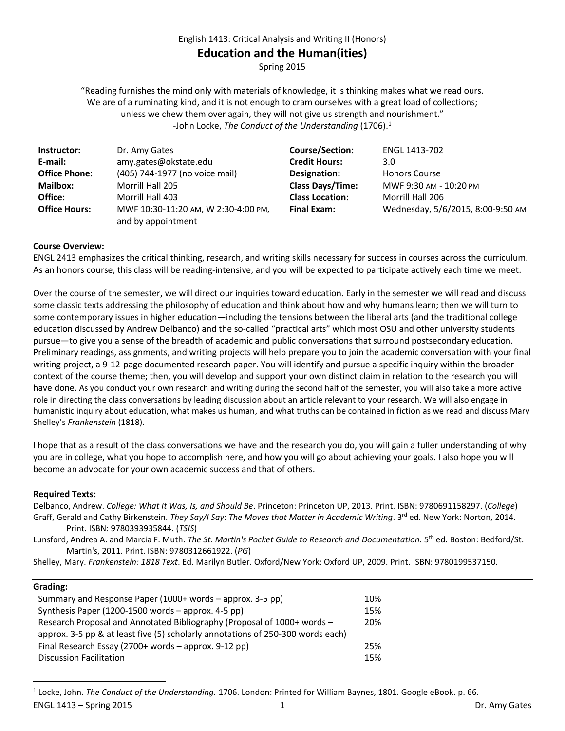English 1413: Critical Analysis and Writing II (Honors)

# Education and the Human(ities)

Spring 2015

"Reading furnishes the mind only with materials of knowledge, it is thinking makes what we read ours. We are of a ruminating kind, and it is not enough to cram ourselves with a great load of collections; unless we chew them over again, they will not give us strength and nourishment."
-John Locke, *The Conduct of the Understanding* (1706).[1]

| | | | |
|---|---|---|---|
| **Instructor:** | Dr. Amy Gates | **Course/Section:** | ENGL 1413-702 |
| **E-mail:** | amy.gates@okstate.edu | **Credit Hours:** | 3.0 |
| **Office Phone:** | (405) 744-1977 (no voice mail) | **Designation:** | Honors Course |
| **Mailbox:** | Morrill Hall 205 | **Class Days/Time:** | MWF 9:30 AM - 10:20 PM |
| **Office:** | Morrill Hall 403 | **Class Location:** | Morrill Hall 206 |
| **Office Hours:** | MWF 10:30-11:20 AM, W 2:30-4:00 PM, and by appointment | **Final Exam:** | Wednesday, 5/6/2015, 8:00-9:50 AM |

**Course Overview:**

ENGL 2413 emphasizes the critical thinking, research, and writing skills necessary for success in courses across the curriculum. As an honors course, this class will be reading-intensive, and you will be expected to participate actively each time we meet.

Over the course of the semester, we will direct our inquiries toward education. Early in the semester we will read and discuss some classic texts addressing the philosophy of education and think about how and why humans learn; then we will turn to some contemporary issues in higher education—including the tensions between the liberal arts (and the traditional college education discussed by Andrew Delbanco) and the so-called "practical arts" which most OSU and other university students pursue—to give you a sense of the breadth of academic and public conversations that surround postsecondary education. Preliminary readings, assignments, and writing projects will help prepare you to join the academic conversation with your final writing project, a 9-12-page documented research paper. You will identify and pursue a specific inquiry within the broader context of the course theme; then, you will develop and support your own distinct claim in relation to the research you will have done. As you conduct your own research and writing during the second half of the semester, you will also take a more active role in directing the class conversations by leading discussion about an article relevant to your research. We will also engage in humanistic inquiry about education, what makes us human, and what truths can be contained in fiction as we read and discuss Mary Shelley's *Frankenstein* (1818).

I hope that as a result of the class conversations we have and the research you do, you will gain a fuller understanding of why you are in college, what you hope to accomplish here, and how you will go about achieving your goals. I also hope you will become an advocate for your own academic success and that of others.

**Required Texts:**

Delbanco, Andrew. *College: What It Was, Is, and Should Be*. Princeton: Princeton UP, 2013. Print. ISBN: 9780691158297. (*College*)

Graff, Gerald and Cathy Birkenstein. *They Say/I Say*: *The Moves that Matter in Academic Writing*. 3rd ed. New York: Norton, 2014. Print. ISBN: 9780393935844. (*TSIS*)

Lunsford, Andrea A. and Marcia F. Muth. *The St. Martin's Pocket Guide to Research and Documentation*. 5th ed. Boston: Bedford/St. Martin's, 2011. Print. ISBN: 9780312661922. (*PG*)

Shelley, Mary. *Frankenstein: 1818 Text*. Ed. Marilyn Butler. Oxford/New York: Oxford UP, 2009. Print. ISBN: 9780199537150.

**Grading:**

| | |
|---|---|
| Summary and Response Paper (1000+ words – approx. 3-5 pp) | 10% |
| Synthesis Paper (1200-1500 words – approx. 4-5 pp) | 15% |
| Research Proposal and Annotated Bibliography (Proposal of 1000+ words – approx. 3-5 pp & at least five (5) scholarly annotations of 250-300 words each) | 20% |
| Final Research Essay (2700+ words – approx. 9-12 pp) | 25% |
| Discussion Facilitation | 15% |

[1] Locke, John. *The Conduct of the Understanding.* 1706. London: Printed for William Baynes, 1801. Google eBook. p. 66.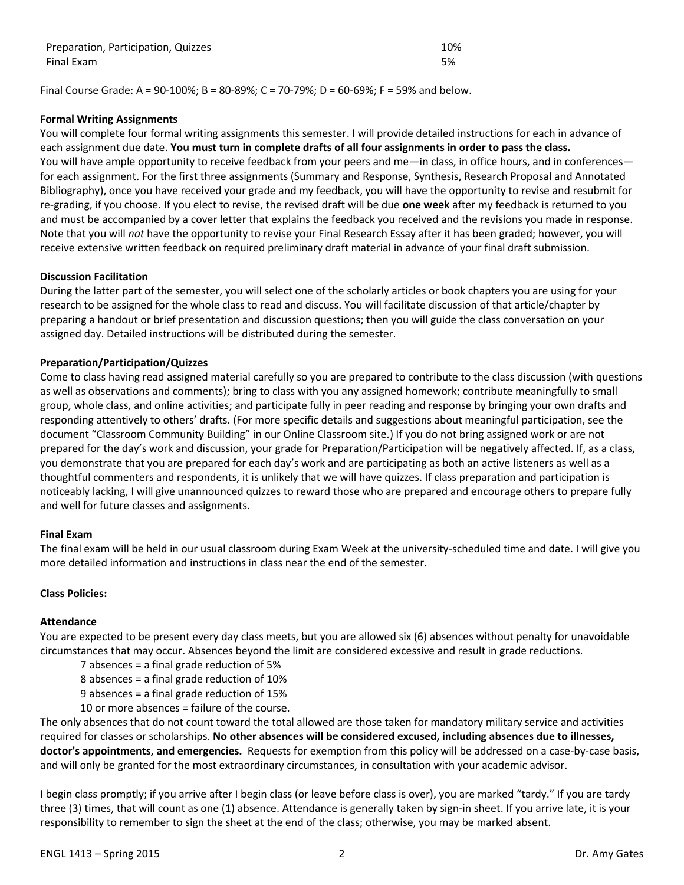| | |
|---|---|
| Preparation, Participation, Quizzes | 10% |
| Final Exam | 5% |

Final Course Grade: A = 90-100%; B = 80-89%; C = 70-79%; D = 60-69%; F = 59% and below.

**Formal Writing Assignments**

You will complete four formal writing assignments this semester. I will provide detailed instructions for each in advance of each assignment due date. **You must turn in complete drafts of all four assignments in order to pass the class.** You will have ample opportunity to receive feedback from your peers and me—in class, in office hours, and in conferences—for each assignment. For the first three assignments (Summary and Response, Synthesis, Research Proposal and Annotated Bibliography), once you have received your grade and my feedback, you will have the opportunity to revise and resubmit for re-grading, if you choose. If you elect to revise, the revised draft will be due **one week** after my feedback is returned to you and must be accompanied by a cover letter that explains the feedback you received and the revisions you made in response. Note that you will *not* have the opportunity to revise your Final Research Essay after it has been graded; however, you will receive extensive written feedback on required preliminary draft material in advance of your final draft submission.

**Discussion Facilitation**

During the latter part of the semester, you will select one of the scholarly articles or book chapters you are using for your research to be assigned for the whole class to read and discuss. You will facilitate discussion of that article/chapter by preparing a handout or brief presentation and discussion questions; then you will guide the class conversation on your assigned day. Detailed instructions will be distributed during the semester.

**Preparation/Participation/Quizzes**

Come to class having read assigned material carefully so you are prepared to contribute to the class discussion (with questions as well as observations and comments); bring to class with you any assigned homework; contribute meaningfully to small group, whole class, and online activities; and participate fully in peer reading and response by bringing your own drafts and responding attentively to others' drafts. (For more specific details and suggestions about meaningful participation, see the document "Classroom Community Building" in our Online Classroom site.) If you do not bring assigned work or are not prepared for the day's work and discussion, your grade for Preparation/Participation will be negatively affected. If, as a class, you demonstrate that you are prepared for each day's work and are participating as both an active listeners as well as a thoughtful commenters and respondents, it is unlikely that we will have quizzes. If class preparation and participation is noticeably lacking, I will give unannounced quizzes to reward those who are prepared and encourage others to prepare fully and well for future classes and assignments.

**Final Exam**

The final exam will be held in our usual classroom during Exam Week at the university-scheduled time and date. I will give you more detailed information and instructions in class near the end of the semester.

---

**Class Policies:**

**Attendance**

You are expected to be present every day class meets, but you are allowed six (6) absences without penalty for unavoidable circumstances that may occur. Absences beyond the limit are considered excessive and result in grade reductions.

7 absences = a final grade reduction of 5%
8 absences = a final grade reduction of 10%
9 absences = a final grade reduction of 15%
10 or more absences = failure of the course.

The only absences that do not count toward the total allowed are those taken for mandatory military service and activities required for classes or scholarships. **No other absences will be considered excused, including absences due to illnesses, doctor's appointments, and emergencies.** Requests for exemption from this policy will be addressed on a case-by-case basis, and will only be granted for the most extraordinary circumstances, in consultation with your academic advisor.

I begin class promptly; if you arrive after I begin class (or leave before class is over), you are marked "tardy." If you are tardy three (3) times, that will count as one (1) absence. Attendance is generally taken by sign-in sheet. If you arrive late, it is your responsibility to remember to sign the sheet at the end of the class; otherwise, you may be marked absent.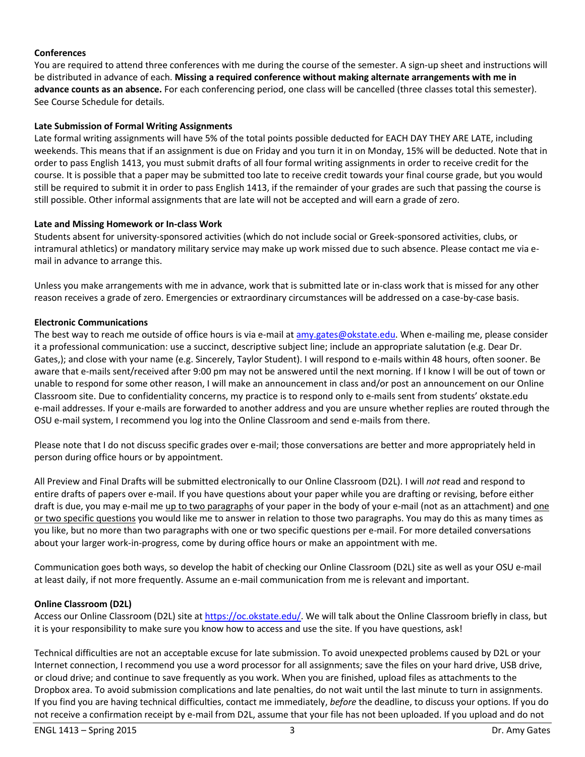**Conferences**

You are required to attend three conferences with me during the course of the semester. A sign-up sheet and instructions will be distributed in advance of each. **Missing a required conference without making alternate arrangements with me in advance counts as an absence.** For each conferencing period, one class will be cancelled (three classes total this semester). See Course Schedule for details.

**Late Submission of Formal Writing Assignments**

Late formal writing assignments will have 5% of the total points possible deducted for EACH DAY THEY ARE LATE, including weekends. This means that if an assignment is due on Friday and you turn it in on Monday, 15% will be deducted. Note that in order to pass English 1413, you must submit drafts of all four formal writing assignments in order to receive credit for the course. It is possible that a paper may be submitted too late to receive credit towards your final course grade, but you would still be required to submit it in order to pass English 1413, if the remainder of your grades are such that passing the course is still possible. Other informal assignments that are late will not be accepted and will earn a grade of zero.

**Late and Missing Homework or In-class Work**

Students absent for university-sponsored activities (which do not include social or Greek-sponsored activities, clubs, or intramural athletics) or mandatory military service may make up work missed due to such absence. Please contact me via e-mail in advance to arrange this.

Unless you make arrangements with me in advance, work that is submitted late or in-class work that is missed for any other reason receives a grade of zero. Emergencies or extraordinary circumstances will be addressed on a case-by-case basis.

**Electronic Communications**

The best way to reach me outside of office hours is via e-mail at amy.gates@okstate.edu. When e-mailing me, please consider it a professional communication: use a succinct, descriptive subject line; include an appropriate salutation (e.g. Dear Dr. Gates,); and close with your name (e.g. Sincerely, Taylor Student). I will respond to e-mails within 48 hours, often sooner. Be aware that e-mails sent/received after 9:00 pm may not be answered until the next morning. If I know I will be out of town or unable to respond for some other reason, I will make an announcement in class and/or post an announcement on our Online Classroom site. Due to confidentiality concerns, my practice is to respond only to e-mails sent from students' okstate.edu e-mail addresses. If your e-mails are forwarded to another address and you are unsure whether replies are routed through the OSU e-mail system, I recommend you log into the Online Classroom and send e-mails from there.

Please note that I do not discuss specific grades over e-mail; those conversations are better and more appropriately held in person during office hours or by appointment.

All Preview and Final Drafts will be submitted electronically to our Online Classroom (D2L). I will *not* read and respond to entire drafts of papers over e-mail. If you have questions about your paper while you are drafting or revising, before either draft is due, you may e-mail me up to two paragraphs of your paper in the body of your e-mail (not as an attachment) and one or two specific questions you would like me to answer in relation to those two paragraphs. You may do this as many times as you like, but no more than two paragraphs with one or two specific questions per e-mail. For more detailed conversations about your larger work-in-progress, come by during office hours or make an appointment with me.

Communication goes both ways, so develop the habit of checking our Online Classroom (D2L) site as well as your OSU e-mail at least daily, if not more frequently. Assume an e-mail communication from me is relevant and important.

**Online Classroom (D2L)**

Access our Online Classroom (D2L) site at https://oc.okstate.edu/. We will talk about the Online Classroom briefly in class, but it is your responsibility to make sure you know how to access and use the site. If you have questions, ask!

Technical difficulties are not an acceptable excuse for late submission. To avoid unexpected problems caused by D2L or your Internet connection, I recommend you use a word processor for all assignments; save the files on your hard drive, USB drive, or cloud drive; and continue to save frequently as you work. When you are finished, upload files as attachments to the Dropbox area. To avoid submission complications and late penalties, do not wait until the last minute to turn in assignments. If you find you are having technical difficulties, contact me immediately, *before* the deadline, to discuss your options. If you do not receive a confirmation receipt by e-mail from D2L, assume that your file has not been uploaded. If you upload and do not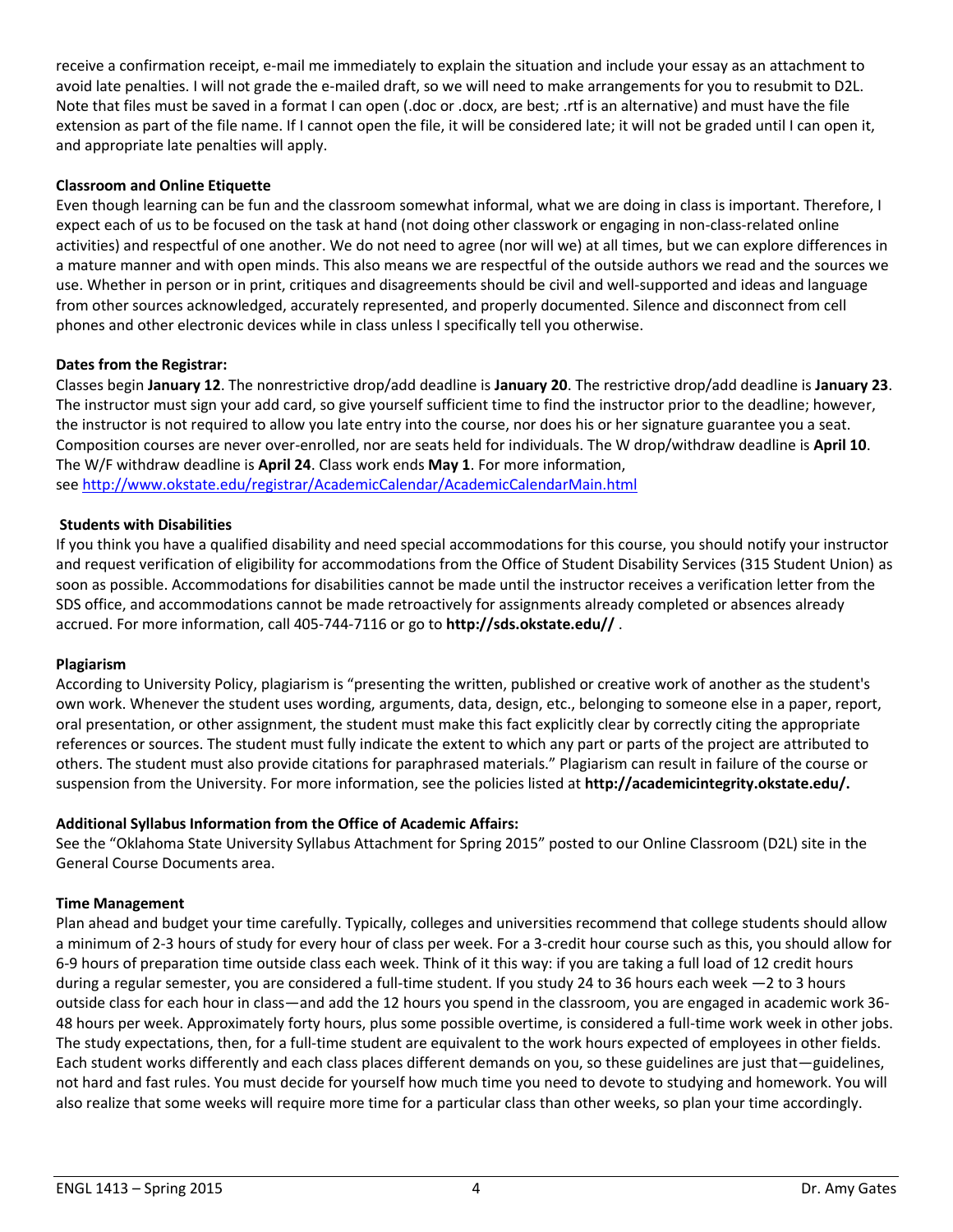receive a confirmation receipt, e-mail me immediately to explain the situation and include your essay as an attachment to avoid late penalties. I will not grade the e-mailed draft, so we will need to make arrangements for you to resubmit to D2L. Note that files must be saved in a format I can open (.doc or .docx, are best; .rtf is an alternative) and must have the file extension as part of the file name. If I cannot open the file, it will be considered late; it will not be graded until I can open it, and appropriate late penalties will apply.

**Classroom and Online Etiquette**

Even though learning can be fun and the classroom somewhat informal, what we are doing in class is important. Therefore, I expect each of us to be focused on the task at hand (not doing other classwork or engaging in non-class-related online activities) and respectful of one another. We do not need to agree (nor will we) at all times, but we can explore differences in a mature manner and with open minds. This also means we are respectful of the outside authors we read and the sources we use. Whether in person or in print, critiques and disagreements should be civil and well-supported and ideas and language from other sources acknowledged, accurately represented, and properly documented. Silence and disconnect from cell phones and other electronic devices while in class unless I specifically tell you otherwise.

**Dates from the Registrar:**

Classes begin **January 12**. The nonrestrictive drop/add deadline is **January 20**. The restrictive drop/add deadline is **January 23**. The instructor must sign your add card, so give yourself sufficient time to find the instructor prior to the deadline; however, the instructor is not required to allow you late entry into the course, nor does his or her signature guarantee you a seat. Composition courses are never over-enrolled, nor are seats held for individuals. The W drop/withdraw deadline is **April 10**. The W/F withdraw deadline is **April 24**. Class work ends **May 1**. For more information, see http://www.okstate.edu/registrar/AcademicCalendar/AcademicCalendarMain.html

**Students with Disabilities**

If you think you have a qualified disability and need special accommodations for this course, you should notify your instructor and request verification of eligibility for accommodations from the Office of Student Disability Services (315 Student Union) as soon as possible. Accommodations for disabilities cannot be made until the instructor receives a verification letter from the SDS office, and accommodations cannot be made retroactively for assignments already completed or absences already accrued. For more information, call 405-744-7116 or go to **http://sds.okstate.edu//** .

**Plagiarism**

According to University Policy, plagiarism is "presenting the written, published or creative work of another as the student's own work. Whenever the student uses wording, arguments, data, design, etc., belonging to someone else in a paper, report, oral presentation, or other assignment, the student must make this fact explicitly clear by correctly citing the appropriate references or sources. The student must fully indicate the extent to which any part or parts of the project are attributed to others. The student must also provide citations for paraphrased materials." Plagiarism can result in failure of the course or suspension from the University. For more information, see the policies listed at **http://academicintegrity.okstate.edu/.**

**Additional Syllabus Information from the Office of Academic Affairs:**

See the "Oklahoma State University Syllabus Attachment for Spring 2015" posted to our Online Classroom (D2L) site in the General Course Documents area.

**Time Management**

Plan ahead and budget your time carefully. Typically, colleges and universities recommend that college students should allow a minimum of 2-3 hours of study for every hour of class per week. For a 3-credit hour course such as this, you should allow for 6-9 hours of preparation time outside class each week. Think of it this way: if you are taking a full load of 12 credit hours during a regular semester, you are considered a full-time student. If you study 24 to 36 hours each week —2 to 3 hours outside class for each hour in class—and add the 12 hours you spend in the classroom, you are engaged in academic work 36-48 hours per week. Approximately forty hours, plus some possible overtime, is considered a full-time work week in other jobs. The study expectations, then, for a full-time student are equivalent to the work hours expected of employees in other fields. Each student works differently and each class places different demands on you, so these guidelines are just that—guidelines, not hard and fast rules. You must decide for yourself how much time you need to devote to studying and homework. You will also realize that some weeks will require more time for a particular class than other weeks, so plan your time accordingly.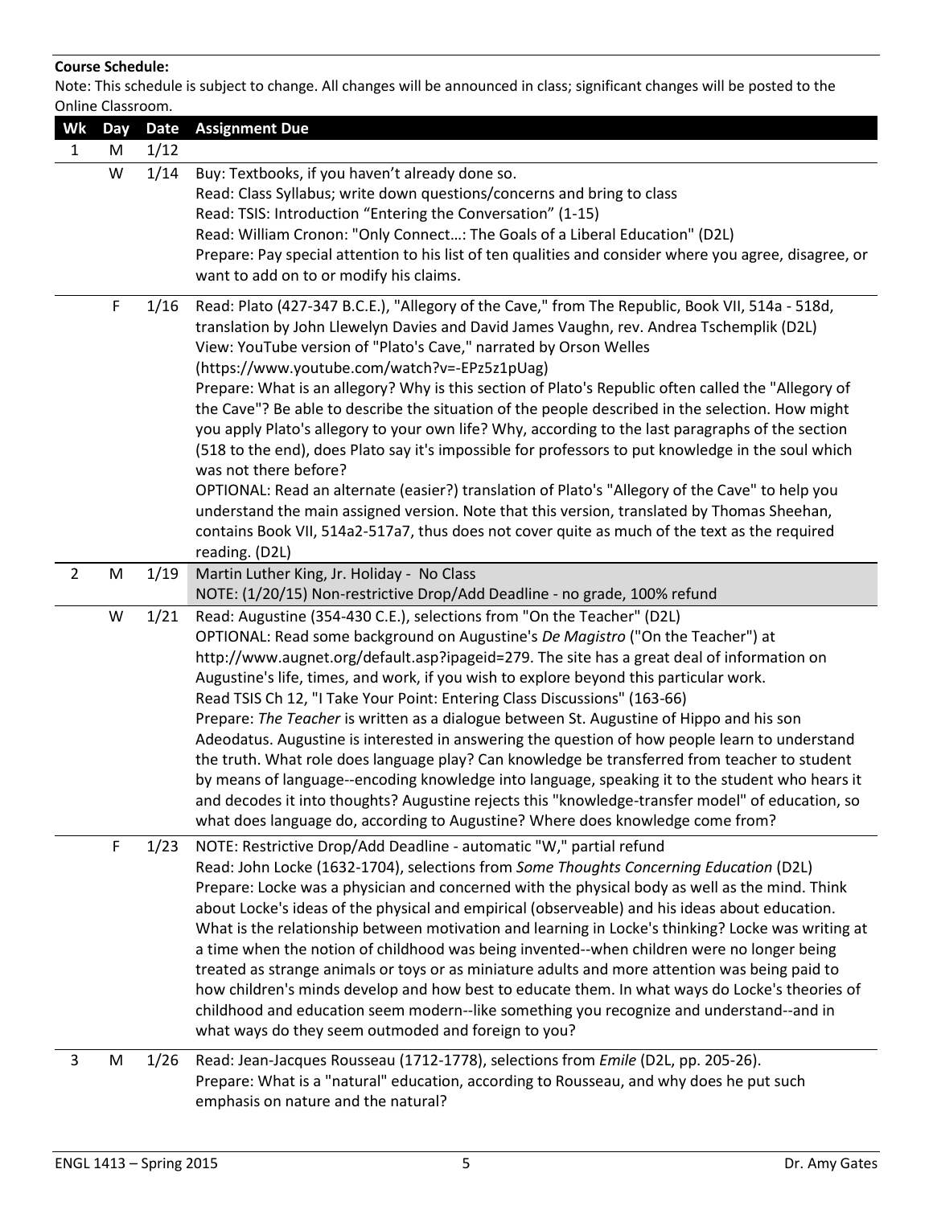**Course Schedule:**

Note: This schedule is subject to change. All changes will be announced in class; significant changes will be posted to the Online Classroom.

| Wk | Day | Date | Assignment Due |
|---|---|---|---|
| 1 | M | 1/12 | |
| | W | 1/14 | Buy: Textbooks, if you haven't already done so.<br>Read: Class Syllabus; write down questions/concerns and bring to class<br>Read: TSIS: Introduction "Entering the Conversation" (1-15)<br>Read: William Cronon: "Only Connect…: The Goals of a Liberal Education" (D2L)<br>Prepare: Pay special attention to his list of ten qualities and consider where you agree, disagree, or want to add on to or modify his claims. |
| | F | 1/16 | Read: Plato (427-347 B.C.E.), "Allegory of the Cave," from The Republic, Book VII, 514a - 518d, translation by John Llewelyn Davies and David James Vaughn, rev. Andrea Tschemplik (D2L)<br>View: YouTube version of "Plato's Cave," narrated by Orson Welles (https://www.youtube.com/watch?v=-EPz5z1pUag)<br>Prepare: What is an allegory? Why is this section of Plato's Republic often called the "Allegory of the Cave"? Be able to describe the situation of the people described in the selection. How might you apply Plato's allegory to your own life? Why, according to the last paragraphs of the section (518 to the end), does Plato say it's impossible for professors to put knowledge in the soul which was not there before?<br>OPTIONAL: Read an alternate (easier?) translation of Plato's "Allegory of the Cave" to help you understand the main assigned version. Note that this version, translated by Thomas Sheehan, contains Book VII, 514a2-517a7, thus does not cover quite as much of the text as the required reading. (D2L) |
| 2 | M | 1/19 | Martin Luther King, Jr. Holiday - No Class<br>NOTE: (1/20/15) Non-restrictive Drop/Add Deadline - no grade, 100% refund |
| | W | 1/21 | Read: Augustine (354-430 C.E.), selections from "On the Teacher" (D2L)<br>OPTIONAL: Read some background on Augustine's *De Magistro* ("On the Teacher") at http://www.augnet.org/default.asp?ipageid=279. The site has a great deal of information on Augustine's life, times, and work, if you wish to explore beyond this particular work.<br>Read TSIS Ch 12, "I Take Your Point: Entering Class Discussions" (163-66)<br>Prepare: *The Teacher* is written as a dialogue between St. Augustine of Hippo and his son Adeodatus. Augustine is interested in answering the question of how people learn to understand the truth. What role does language play? Can knowledge be transferred from teacher to student by means of language--encoding knowledge into language, speaking it to the student who hears it and decodes it into thoughts? Augustine rejects this "knowledge-transfer model" of education, so what does language do, according to Augustine? Where does knowledge come from? |
| | F | 1/23 | NOTE: Restrictive Drop/Add Deadline - automatic "W," partial refund<br>Read: John Locke (1632-1704), selections from *Some Thoughts Concerning Education* (D2L)<br>Prepare: Locke was a physician and concerned with the physical body as well as the mind. Think about Locke's ideas of the physical and empirical (observeable) and his ideas about education. What is the relationship between motivation and learning in Locke's thinking? Locke was writing at a time when the notion of childhood was being invented--when children were no longer being treated as strange animals or toys or as miniature adults and more attention was being paid to how children's minds develop and how best to educate them. In what ways do Locke's theories of childhood and education seem modern--like something you recognize and understand--and in what ways do they seem outmoded and foreign to you? |
| 3 | M | 1/26 | Read: Jean-Jacques Rousseau (1712-1778), selections from *Emile* (D2L, pp. 205-26).<br>Prepare: What is a "natural" education, according to Rousseau, and why does he put such emphasis on nature and the natural? |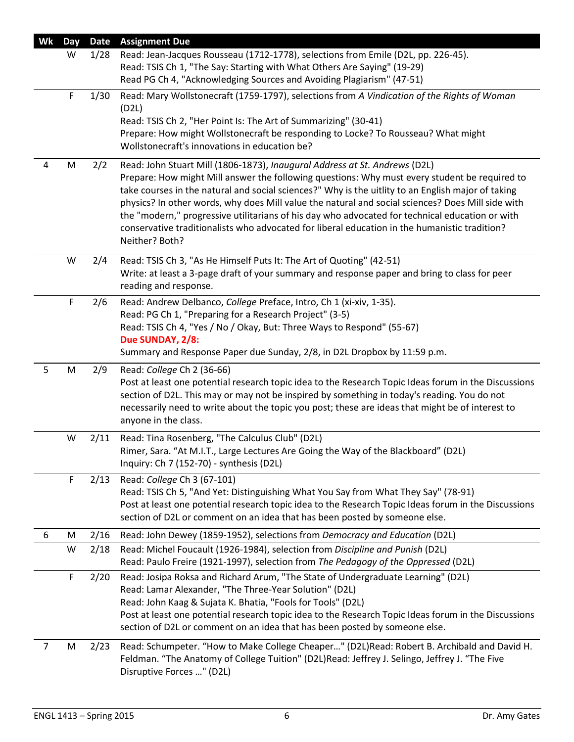| Wk | Day | Date | Assignment Due |
|---|---|---|---|
| | W | 1/28 | Read: Jean-Jacques Rousseau (1712-1778), selections from Emile (D2L, pp. 226-45).<br>Read: TSIS Ch 1, "The Say: Starting with What Others Are Saying" (19-29)<br>Read PG Ch 4, "Acknowledging Sources and Avoiding Plagiarism" (47-51) |
| | F | 1/30 | Read: Mary Wollstonecraft (1759-1797), selections from *A Vindication of the Rights of Woman* (D2L)<br>Read: TSIS Ch 2, "Her Point Is: The Art of Summarizing" (30-41)<br>Prepare: How might Wollstonecraft be responding to Locke? To Rousseau? What might Wollstonecraft's innovations in education be? |
| 4 | M | 2/2 | Read: John Stuart Mill (1806-1873), *Inaugural Address at St. Andrews* (D2L)<br>Prepare: How might Mill answer the following questions: Why must every student be required to take courses in the natural and social sciences?" Why is the uitlity to an English major of taking physics? In other words, why does Mill value the natural and social sciences? Does Mill side with the "modern," progressive utilitarians of his day who advocated for technical education or with conservative traditionalists who advocated for liberal education in the humanistic tradition? Neither? Both? |
| | W | 2/4 | Read: TSIS Ch 3, "As He Himself Puts It: The Art of Quoting" (42-51)<br>Write: at least a 3-page draft of your summary and response paper and bring to class for peer reading and response. |
| | F | 2/6 | Read: Andrew Delbanco, *College* Preface, Intro, Ch 1 (xi-xiv, 1-35).<br>Read: PG Ch 1, "Preparing for a Research Project" (3-5)<br>Read: TSIS Ch 4, "Yes / No / Okay, But: Three Ways to Respond" (55-67)<br>**Due SUNDAY, 2/8:**<br>Summary and Response Paper due Sunday, 2/8, in D2L Dropbox by 11:59 p.m. |
| 5 | M | 2/9 | Read: *College* Ch 2 (36-66)<br>Post at least one potential research topic idea to the Research Topic Ideas forum in the Discussions section of D2L. This may or may not be inspired by something in today's reading. You do not necessarily need to write about the topic you post; these are ideas that might be of interest to anyone in the class. |
| | W | 2/11 | Read: Tina Rosenberg, "The Calculus Club" (D2L)<br>Rimer, Sara. "At M.I.T., Large Lectures Are Going the Way of the Blackboard" (D2L)<br>Inquiry: Ch 7 (152-70) - synthesis (D2L) |
| | F | 2/13 | Read: *College* Ch 3 (67-101)<br>Read: TSIS Ch 5, "And Yet: Distinguishing What You Say from What They Say" (78-91)<br>Post at least one potential research topic idea to the Research Topic Ideas forum in the Discussions section of D2L or comment on an idea that has been posted by someone else. |
| 6 | M | 2/16 | Read: John Dewey (1859-1952), selections from *Democracy and Education* (D2L) |
| | W | 2/18 | Read: Michel Foucault (1926-1984), selection from *Discipline and Punish* (D2L)<br>Read: Paulo Freire (1921-1997), selection from *The Pedagogy of the Oppressed* (D2L) |
| | F | 2/20 | Read: Josipa Roksa and Richard Arum, "The State of Undergraduate Learning" (D2L)<br>Read: Lamar Alexander, "The Three-Year Solution" (D2L)<br>Read: John Kaag & Sujata K. Bhatia, "Fools for Tools" (D2L)<br>Post at least one potential research topic idea to the Research Topic Ideas forum in the Discussions section of D2L or comment on an idea that has been posted by someone else. |
| 7 | M | 2/23 | Read: Schumpeter. "How to Make College Cheaper…" (D2L)Read: Robert B. Archibald and David H. Feldman. "The Anatomy of College Tuition" (D2L)Read: Jeffrey J. Selingo, Jeffrey J. "The Five Disruptive Forces …" (D2L) |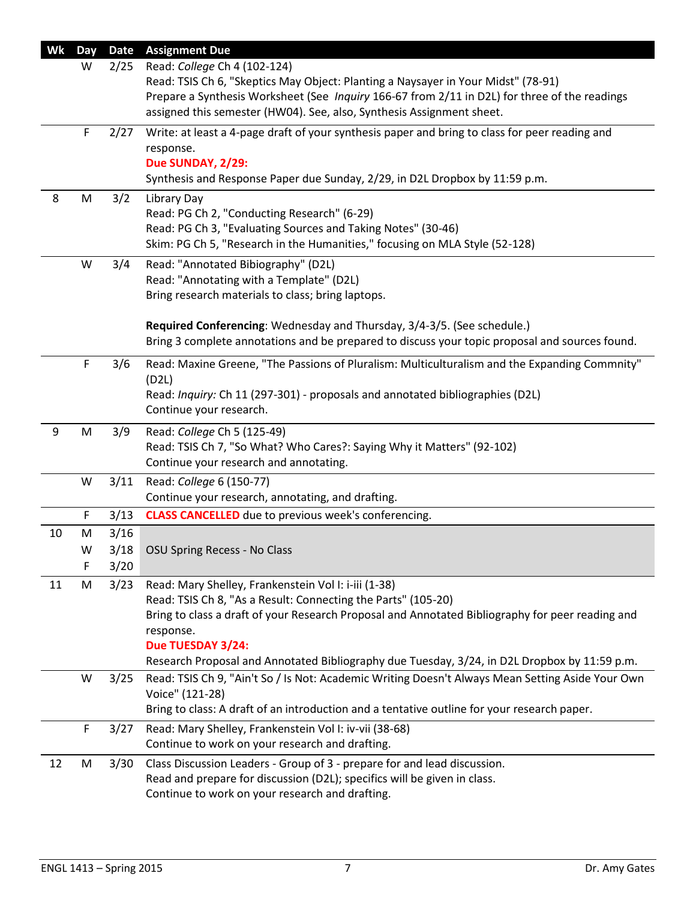| Wk | Day | Date | Assignment Due |
|---|---|---|---|
| | W | 2/25 | Read: *College* Ch 4 (102-124)<br>Read: TSIS Ch 6, "Skeptics May Object: Planting a Naysayer in Your Midst" (78-91)<br>Prepare a Synthesis Worksheet (See *Inquiry* 166-67 from 2/11 in D2L) for three of the readings assigned this semester (HW04). See, also, Synthesis Assignment sheet. |
| | F | 2/27 | Write: at least a 4-page draft of your synthesis paper and bring to class for peer reading and response.<br>**Due SUNDAY, 2/29:**<br>Synthesis and Response Paper due Sunday, 2/29, in D2L Dropbox by 11:59 p.m. |
| 8 | M | 3/2 | Library Day<br>Read: PG Ch 2, "Conducting Research" (6-29)<br>Read: PG Ch 3, "Evaluating Sources and Taking Notes" (30-46)<br>Skim: PG Ch 5, "Research in the Humanities," focusing on MLA Style (52-128) |
| | W | 3/4 | Read: "Annotated Bibiography" (D2L)<br>Read: "Annotating with a Template" (D2L)<br>Bring research materials to class; bring laptops.<br><br>**Required Conferencing**: Wednesday and Thursday, 3/4-3/5. (See schedule.)<br>Bring 3 complete annotations and be prepared to discuss your topic proposal and sources found. |
| | F | 3/6 | Read: Maxine Greene, "The Passions of Pluralism: Multiculturalism and the Expanding Commnity" (D2L)<br>Read: *Inquiry:* Ch 11 (297-301) - proposals and annotated bibliographies (D2L)<br>Continue your research. |
| 9 | M | 3/9 | Read: *College* Ch 5 (125-49)<br>Read: TSIS Ch 7, "So What? Who Cares?: Saying Why it Matters" (92-102)<br>Continue your research and annotating. |
| | W | 3/11 | Read: *College* 6 (150-77)<br>Continue your research, annotating, and drafting. |
| | F | 3/13 | **CLASS CANCELLED** due to previous week's conferencing. |
| 10 | M | 3/16 | OSU Spring Recess - No Class |
| | W | 3/18 | |
| | F | 3/20 | |
| 11 | M | 3/23 | Read: Mary Shelley, Frankenstein Vol I: i-iii (1-38)<br>Read: TSIS Ch 8, "As a Result: Connecting the Parts" (105-20)<br>Bring to class a draft of your Research Proposal and Annotated Bibliography for peer reading and response.<br>**Due TUESDAY 3/24:**<br>Research Proposal and Annotated Bibliography due Tuesday, 3/24, in D2L Dropbox by 11:59 p.m. |
| | W | 3/25 | Read: TSIS Ch 9, "Ain't So / Is Not: Academic Writing Doesn't Always Mean Setting Aside Your Own Voice" (121-28)<br>Bring to class: A draft of an introduction and a tentative outline for your research paper. |
| | F | 3/27 | Read: Mary Shelley, Frankenstein Vol I: iv-vii (38-68)<br>Continue to work on your research and drafting. |
| 12 | M | 3/30 | Class Discussion Leaders - Group of 3 - prepare for and lead discussion.<br>Read and prepare for discussion (D2L); specifics will be given in class.<br>Continue to work on your research and drafting. |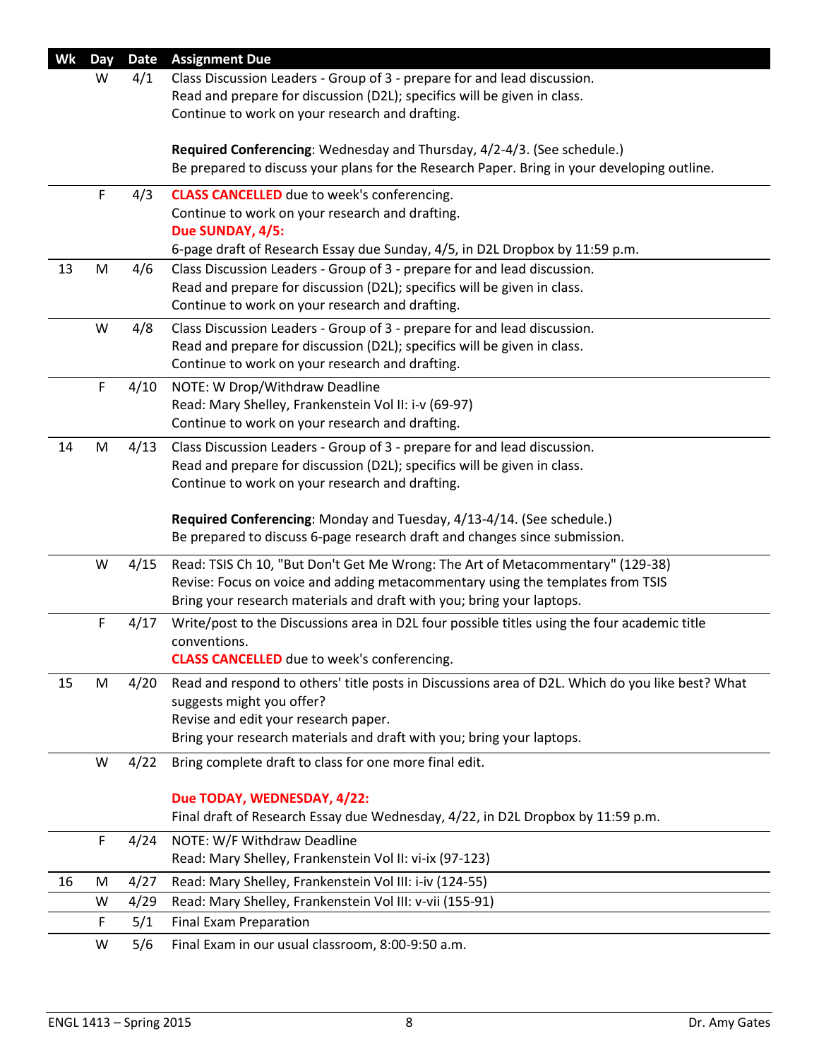| Wk | Day | Date | Assignment Due |
|---|---|---|---|
| | W | 4/1 | Class Discussion Leaders - Group of 3 - prepare for and lead discussion.<br>Read and prepare for discussion (D2L); specifics will be given in class.<br>Continue to work on your research and drafting.<br><br>**Required Conferencing**: Wednesday and Thursday, 4/2-4/3. (See schedule.)<br>Be prepared to discuss your plans for the Research Paper. Bring in your developing outline. |
| | F | 4/3 | **CLASS CANCELLED** due to week's conferencing.<br>Continue to work on your research and drafting.<br>**Due SUNDAY, 4/5:**<br>6-page draft of Research Essay due Sunday, 4/5, in D2L Dropbox by 11:59 p.m. |
| 13 | M | 4/6 | Class Discussion Leaders - Group of 3 - prepare for and lead discussion.<br>Read and prepare for discussion (D2L); specifics will be given in class.<br>Continue to work on your research and drafting. |
| | W | 4/8 | Class Discussion Leaders - Group of 3 - prepare for and lead discussion.<br>Read and prepare for discussion (D2L); specifics will be given in class.<br>Continue to work on your research and drafting. |
| | F | 4/10 | NOTE: W Drop/Withdraw Deadline<br>Read: Mary Shelley, Frankenstein Vol II: i-v (69-97)<br>Continue to work on your research and drafting. |
| 14 | M | 4/13 | Class Discussion Leaders - Group of 3 - prepare for and lead discussion.<br>Read and prepare for discussion (D2L); specifics will be given in class.<br>Continue to work on your research and drafting.<br><br>**Required Conferencing**: Monday and Tuesday, 4/13-4/14. (See schedule.)<br>Be prepared to discuss 6-page research draft and changes since submission. |
| | W | 4/15 | Read: TSIS Ch 10, "But Don't Get Me Wrong: The Art of Metacommentary" (129-38)<br>Revise: Focus on voice and adding metacommentary using the templates from TSIS<br>Bring your research materials and draft with you; bring your laptops. |
| | F | 4/17 | Write/post to the Discussions area in D2L four possible titles using the four academic title conventions.<br>**CLASS CANCELLED** due to week's conferencing. |
| 15 | M | 4/20 | Read and respond to others' title posts in Discussions area of D2L. Which do you like best? What suggests might you offer?<br>Revise and edit your research paper.<br>Bring your research materials and draft with you; bring your laptops. |
| | W | 4/22 | Bring complete draft to class for one more final edit.<br><br>**Due TODAY, WEDNESDAY, 4/22:**<br>Final draft of Research Essay due Wednesday, 4/22, in D2L Dropbox by 11:59 p.m. |
| | F | 4/24 | NOTE: W/F Withdraw Deadline<br>Read: Mary Shelley, Frankenstein Vol II: vi-ix (97-123) |
| 16 | M | 4/27 | Read: Mary Shelley, Frankenstein Vol III: i-iv (124-55) |
| | W | 4/29 | Read: Mary Shelley, Frankenstein Vol III: v-vii (155-91) |
| | F | 5/1 | Final Exam Preparation |
| | W | 5/6 | Final Exam in our usual classroom, 8:00-9:50 a.m. |